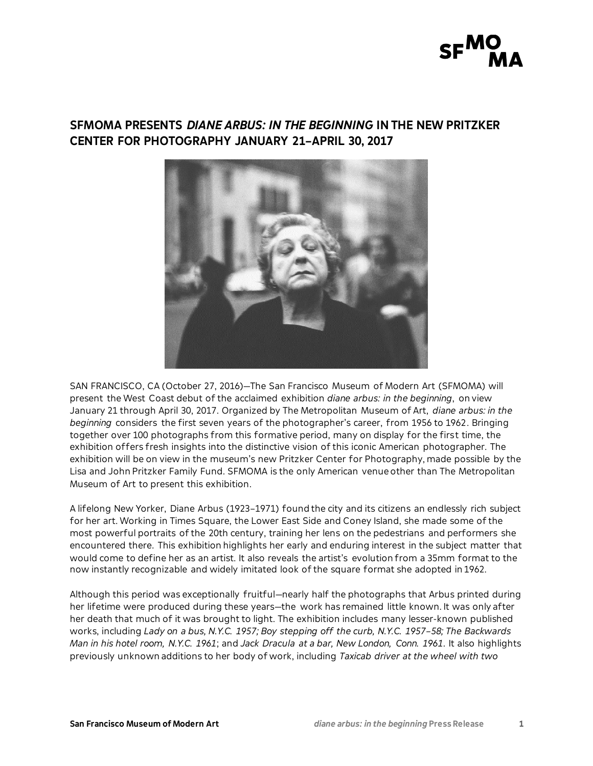# SFMOMA PRESENTS *DIANE ARBUS: IN THE BEGINNING* IN THE NEW PRITZKER CENTER FOR PHOTOGRAPHY JANUARY 21–APRIL 30, 2017

SAN FRANCISCO, CA (October 27, 2016)—The San Francisco Museum of Modern Art (SFMOMA) will present the West Coast debut of the acclaimed exhibition *diane arbus: in the beginning*, on view January 21 through April 30, 2017. Organized by The Metropolitan Museum of Art, *diane arbus: in the beginning* considers the first seven years of the photographer's career, from 1956 to 1962. Bringing together over 100 photographs from this formative period, many on display for the first time, the exhibition offers fresh insights into the distinctive vision of this iconic American photographer. The exhibition will be on view in the museum's new Pritzker Center for Photography, made possible by the Lisa and John Pritzker Family Fund. SFMOMA is the only American venue other than The Metropolitan Museum of Art to present this exhibition.

A lifelong New Yorker, Diane Arbus (1923–1971) found the city and its citizens an endlessly rich subject for her art. Working in Times Square, the Lower East Side and Coney Island, she made some of the most powerful portraits of the 20th century, training her lens on the pedestrians and performers she encountered there. This exhibition highlights her early and enduring interest in the subject matter that would come to define her as an artist. It also reveals the artist's evolution from a 35mm format to the now instantly recognizable and widely imitated look of the square format she adopted in 1962.

Although this period was exceptionally fruitful—nearly half the photographs that Arbus printed during her lifetime were produced during these years—the work has remained little known. It was only after her death that much of it was brought to light. The exhibition includes many lesser-known published works, including *Lady on a bus, N.Y.C. 1957; Boy stepping off the curb, N.Y.C. 1957–58; The Backwards Man in his hotel room, N.Y.C. 1961*; and *Jack Dracula at a bar, New London, Conn. 1961*. It also highlights previously unknown additions to her body of work, including *Taxicab driver at the wheel with two*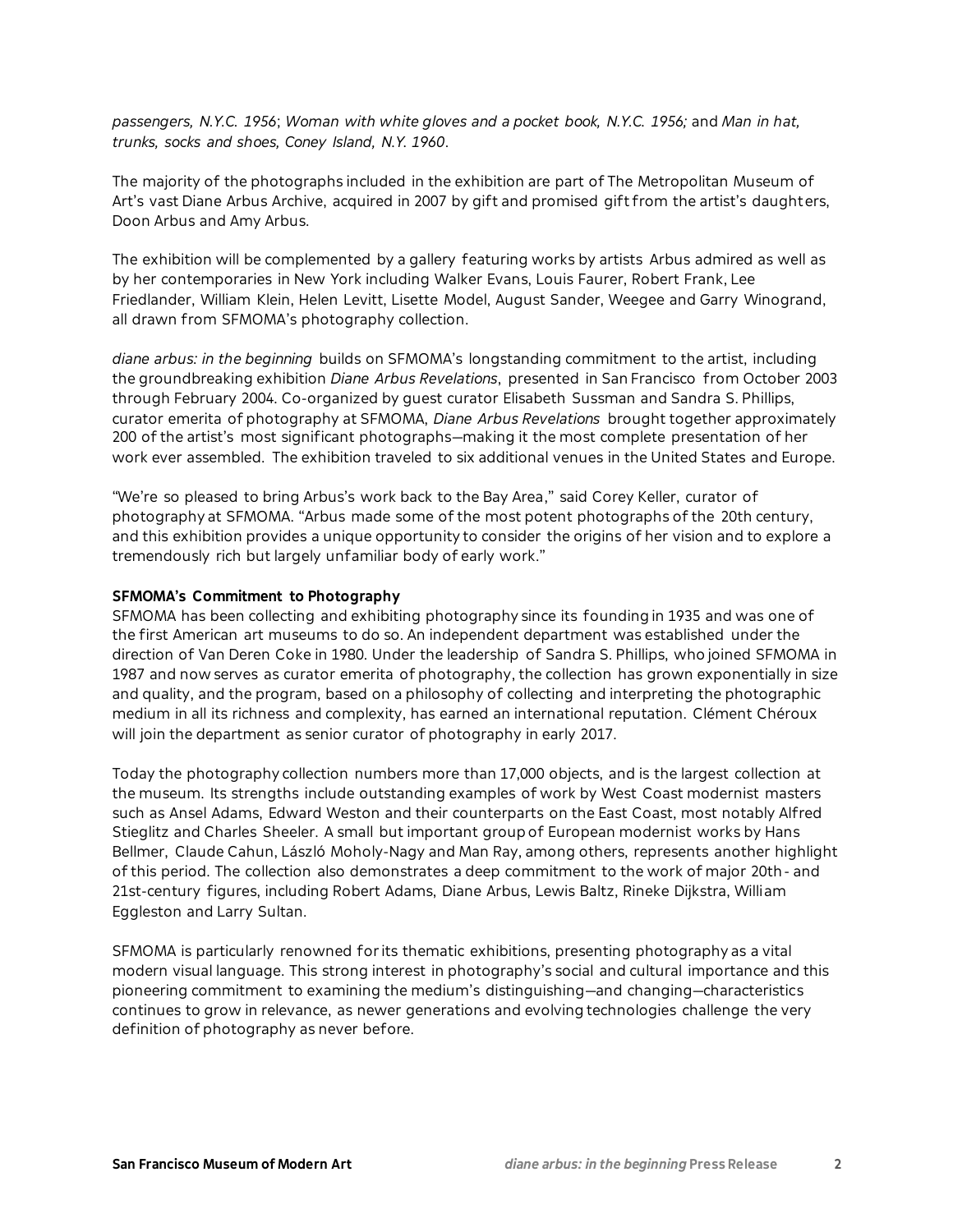*passengers, N.Y.C. 1956*; *Woman with white gloves and a pocket book, N.Y.C. 1956;* and *Man in hat, trunks, socks and shoes, Coney Island, N.Y. 1960*.

The majority of the photographs included in the exhibition are part of The Metropolitan Museum of Art's vast Diane Arbus Archive, acquired in 2007 by gift and promised gift from the artist's daughters, Doon Arbus and Amy Arbus.

The exhibition will be complemented by a gallery featuring works by artists Arbus admired as well as by her contemporaries in New York including Walker Evans, Louis Faurer, Robert Frank, Lee Friedlander, William Klein, Helen Levitt, Lisette Model, August Sander, Weegee and Garry Winogrand, all drawn from SFMOMA's photography collection.

*diane arbus: in the beginning* builds on SFMOMA's longstanding commitment to the artist, including the groundbreaking exhibition *Diane Arbus Revelations*, presented in San Francisco from October 2003 through February 2004. Co-organized by guest curator Elisabeth Sussman and Sandra S. Phillips, curator emerita of photography at SFMOMA, *Diane Arbus Revelations* brought together approximately 200 of the artist's most significant photographs—making it the most complete presentation of her work ever assembled. The exhibition traveled to six additional venues in the United States and Europe.

"We're so pleased to bring Arbus's work back to the Bay Area," said Corey Keller, curator of photography at SFMOMA. "Arbus made some of the most potent photographs of the 20th century, and this exhibition provides a unique opportunity to consider the origins of her vision and to explore a tremendously rich but largely unfamiliar body of early work."

**SFMOMA's Commitment to Photography**

SFMOMA has been collecting and exhibiting photography since its founding in 1935 and was one of the first American art museums to do so. An independent department was established under the direction of Van Deren Coke in 1980. Under the leadership of Sandra S. Phillips, who joined SFMOMA in 1987 and now serves as curator emerita of photography, the collection has grown exponentially in size and quality, and the program, based on a philosophy of collecting and interpreting the photographic medium in all its richness and complexity, has earned an international reputation. Clément Chéroux will join the department as senior curator of photography in early 2017.

Today the photography collection numbers more than 17,000 objects, and is the largest collection at the museum. Its strengths include outstanding examples of work by West Coast modernist masters such as Ansel Adams, Edward Weston and their counterparts on the East Coast, most notably Alfred Stieglitz and Charles Sheeler. A small but important group of European modernist works by Hans Bellmer, Claude Cahun, László Moholy-Nagy and Man Ray, among others, represents another highlight of this period. The collection also demonstrates a deep commitment to the work of major 20th- and 21st-century figures, including Robert Adams, Diane Arbus, Lewis Baltz, Rineke Dijkstra, William Eggleston and Larry Sultan.

SFMOMA is particularly renowned for its thematic exhibitions, presenting photography as a vital modern visual language. This strong interest in photography's social and cultural importance and this pioneering commitment to examining the medium's distinguishing—and changing—characteristics continues to grow in relevance, as newer generations and evolving technologies challenge the very definition of photography as never before.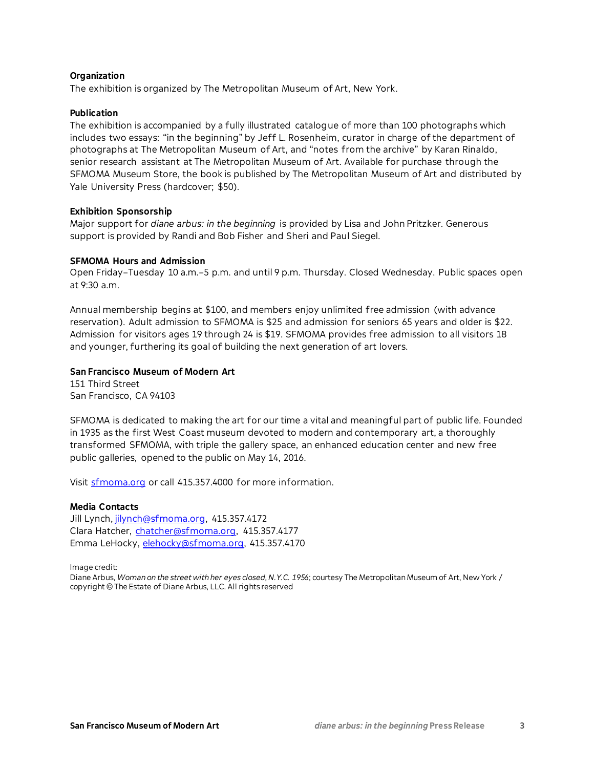**Organization**

The exhibition is organized by The Metropolitan Museum of Art, New York.

**Publication**

The exhibition is accompanied by a fully illustrated catalogue of more than 100 photographs which includes two essays: "in the beginning" by Jeff L. Rosenheim, curator in charge of the department of photographs at The Metropolitan Museum of Art, and "notes from the archive" by Karan Rinaldo, senior research assistant at The Metropolitan Museum of Art. Available for purchase through the SFMOMA Museum Store, the book is published by The Metropolitan Museum of Art and distributed by Yale University Press (hardcover; $50).

**Exhibition Sponsorship**

Major support for *diane arbus: in the beginning* is provided by Lisa and John Pritzker. Generous support is provided by Randi and Bob Fisher and Sheri and Paul Siegel.

**SFMOMA Hours and Admission**

Open Friday–Tuesday 10 a.m.–5 p.m. and until 9 p.m. Thursday. Closed Wednesday. Public spaces open at 9:30 a.m.

Annual membership begins at $100, and members enjoy unlimited free admission (with advance reservation). Adult admission to SFMOMA is $25 and admission for seniors 65 years and older is $22. Admission for visitors ages 19 through 24 is $19. SFMOMA provides free admission to all visitors 18 and younger, furthering its goal of building the next generation of art lovers.

**San Francisco Museum of Modern Art**

151 Third Street
San Francisco, CA 94103

SFMOMA is dedicated to making the art for our time a vital and meaningful part of public life. Founded in 1935 as the first West Coast museum devoted to modern and contemporary art, a thoroughly transformed SFMOMA, with triple the gallery space, an enhanced education center and new free public galleries, opened to the public on May 14, 2016.

Visit [sfmoma.org](sfmoma.org) or call 415.357.4000 for more information.

**Media Contacts**

Jill Lynch, jilynch@sfmoma.org, 415.357.4172
Clara Hatcher, chatcher@sfmoma.org, 415.357.4177
Emma LeHocky, elehocky@sfmoma.org, 415.357.4170

Image credit:
Diane Arbus, *Woman on the street with her eyes closed, N.Y.C. 1956*; courtesy The Metropolitan Museum of Art, New York / copyright © The Estate of Diane Arbus, LLC. All rights reserved